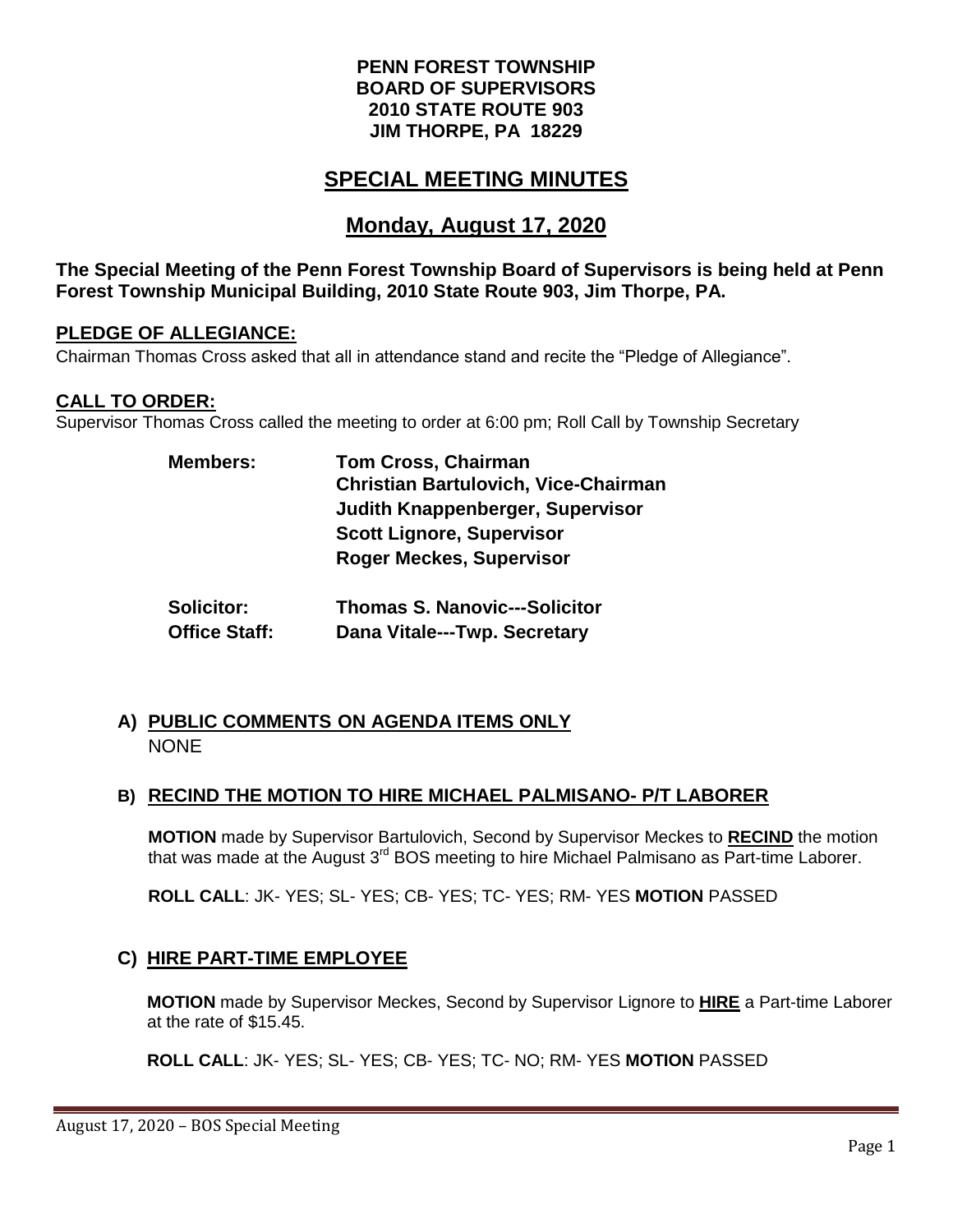**PENN FOREST TOWNSHIP**
**BOARD OF SUPERVISORS**
**2010 STATE ROUTE 903**
**JIM THORPE, PA 18229**

# SPECIAL MEETING MINUTES

## Monday, August 17, 2020

**The Special Meeting of the Penn Forest Township Board of Supervisors is being held at Penn Forest Township Municipal Building, 2010 State Route 903, Jim Thorpe, PA.**

### PLEDGE OF ALLEGIANCE:

Chairman Thomas Cross asked that all in attendance stand and recite the "Pledge of Allegiance".

### CALL TO ORDER:

Supervisor Thomas Cross called the meeting to order at 6:00 pm; Roll Call by Township Secretary

| | |
|---|---|
| **Members:** | **Tom Cross, Chairman** |
| | **Christian Bartulovich, Vice-Chairman** |
| | **Judith Knappenberger, Supervisor** |
| | **Scott Lignore, Supervisor** |
| | **Roger Meckes, Supervisor** |
| **Solicitor:** | **Thomas S. Nanovic---Solicitor** |
| **Office Staff:** | **Dana Vitale---Twp. Secretary** |

### A) PUBLIC COMMENTS ON AGENDA ITEMS ONLY

NONE

### B) RECIND THE MOTION TO HIRE MICHAEL PALMISANO- P/T LABORER

**MOTION** made by Supervisor Bartulovich, Second by Supervisor Meckes to **RECIND** the motion that was made at the August 3rd BOS meeting to hire Michael Palmisano as Part-time Laborer.

**ROLL CALL**: JK- YES; SL- YES; CB- YES; TC- YES; RM- YES **MOTION** PASSED

### C) HIRE PART-TIME EMPLOYEE

**MOTION** made by Supervisor Meckes, Second by Supervisor Lignore to **HIRE** a Part-time Laborer at the rate of $15.45.

**ROLL CALL**: JK- YES; SL- YES; CB- YES; TC- NO; RM- YES **MOTION** PASSED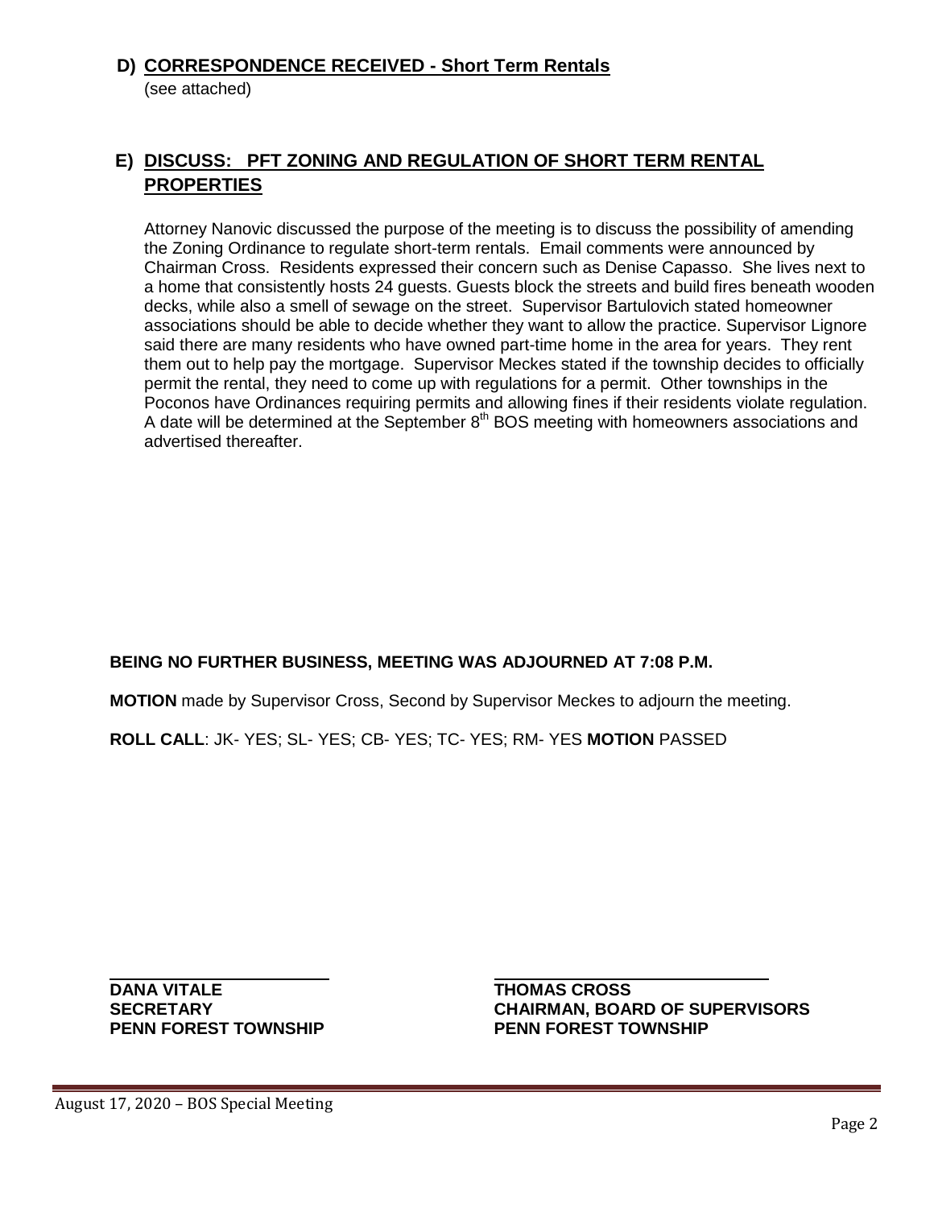## D) CORRESPONDENCE RECEIVED - Short Term Rentals

(see attached)

## E) DISCUSS: PFT ZONING AND REGULATION OF SHORT TERM RENTAL PROPERTIES

Attorney Nanovic discussed the purpose of the meeting is to discuss the possibility of amending the Zoning Ordinance to regulate short-term rentals. Email comments were announced by Chairman Cross. Residents expressed their concern such as Denise Capasso. She lives next to a home that consistently hosts 24 guests. Guests block the streets and build fires beneath wooden decks, while also a smell of sewage on the street. Supervisor Bartulovich stated homeowner associations should be able to decide whether they want to allow the practice. Supervisor Lignore said there are many residents who have owned part-time home in the area for years. They rent them out to help pay the mortgage. Supervisor Meckes stated if the township decides to officially permit the rental, they need to come up with regulations for a permit. Other townships in the Poconos have Ordinances requiring permits and allowing fines if their residents violate regulation. A date will be determined at the September 8th BOS meeting with homeowners associations and advertised thereafter.

**BEING NO FURTHER BUSINESS, MEETING WAS ADJOURNED AT 7:08 P.M.**

**MOTION** made by Supervisor Cross, Second by Supervisor Meckes to adjourn the meeting.

**ROLL CALL**: JK- YES; SL- YES; CB- YES; TC- YES; RM- YES **MOTION** PASSED

**DANA VITALE**
**SECRETARY**
**PENN FOREST TOWNSHIP**

**THOMAS CROSS**
**CHAIRMAN, BOARD OF SUPERVISORS**
**PENN FOREST TOWNSHIP**